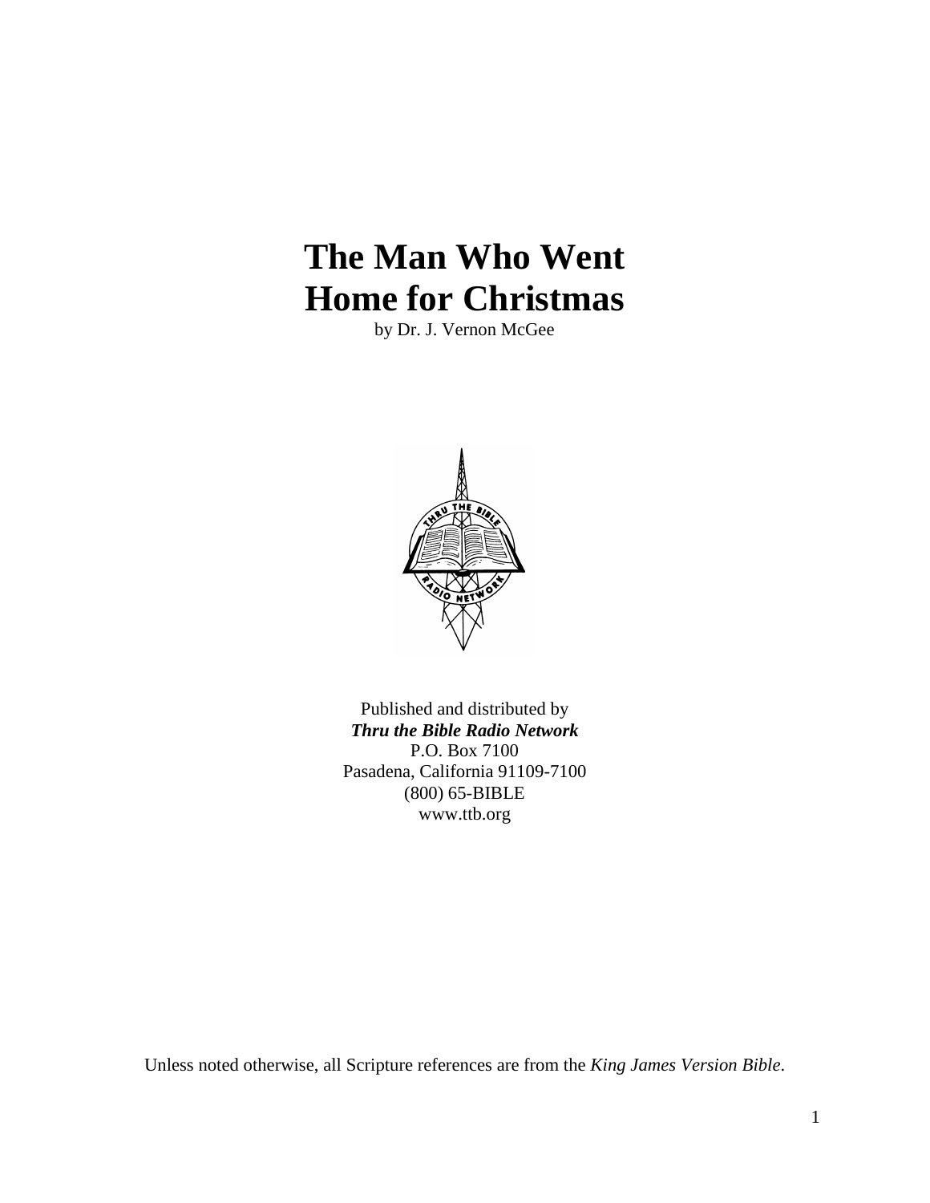# The Man Who Went Home for Christmas

by Dr. J. Vernon McGee

Published and distributed by
***Thru the Bible Radio Network***
P.O. Box 7100
Pasadena, California 91109-7100
(800) 65-BIBLE
www.ttb.org

Unless noted otherwise, all Scripture references are from the *King James Version Bible*.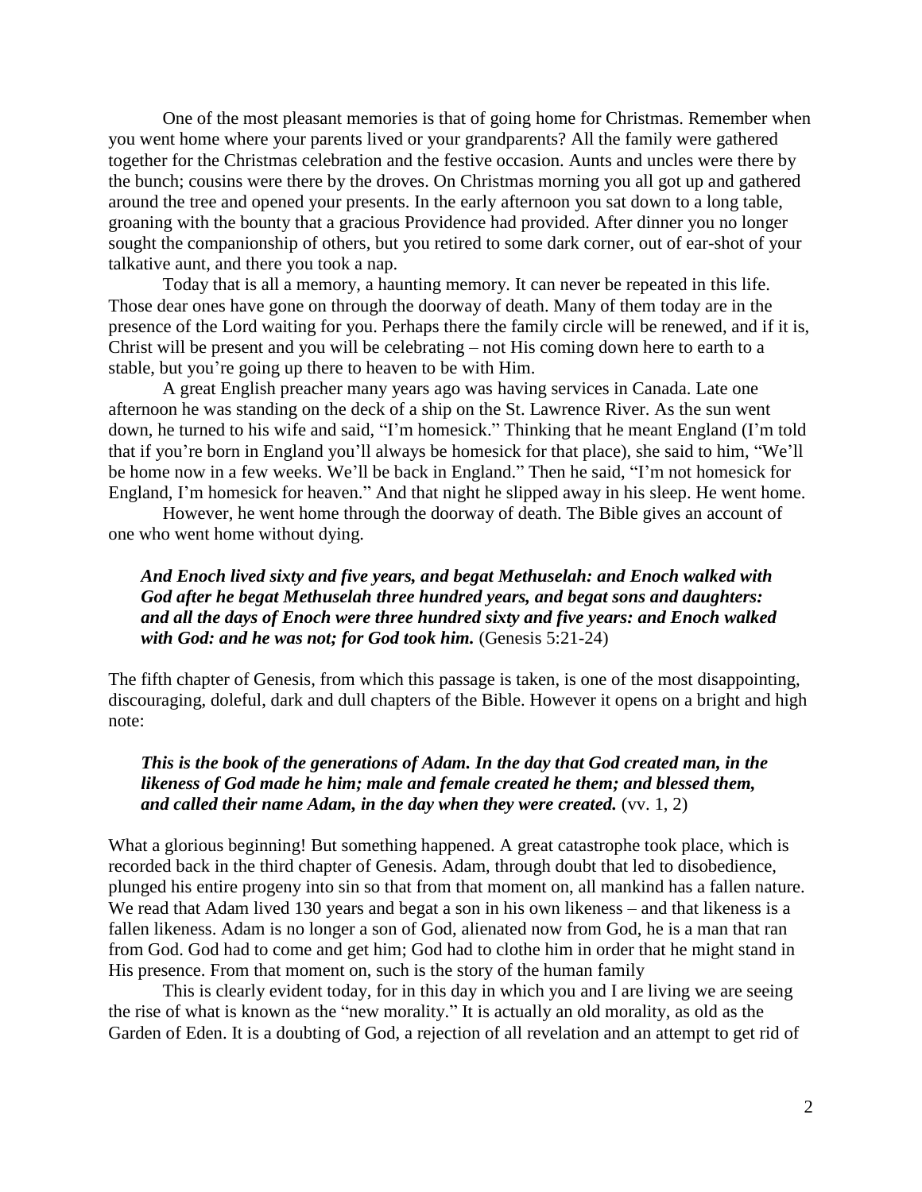One of the most pleasant memories is that of going home for Christmas. Remember when you went home where your parents lived or your grandparents? All the family were gathered together for the Christmas celebration and the festive occasion. Aunts and uncles were there by the bunch; cousins were there by the droves. On Christmas morning you all got up and gathered around the tree and opened your presents. In the early afternoon you sat down to a long table, groaning with the bounty that a gracious Providence had provided. After dinner you no longer sought the companionship of others, but you retired to some dark corner, out of ear-shot of your talkative aunt, and there you took a nap.

Today that is all a memory, a haunting memory. It can never be repeated in this life. Those dear ones have gone on through the doorway of death. Many of them today are in the presence of the Lord waiting for you. Perhaps there the family circle will be renewed, and if it is, Christ will be present and you will be celebrating – not His coming down here to earth to a stable, but you're going up there to heaven to be with Him.

A great English preacher many years ago was having services in Canada. Late one afternoon he was standing on the deck of a ship on the St. Lawrence River. As the sun went down, he turned to his wife and said, "I'm homesick." Thinking that he meant England (I'm told that if you're born in England you'll always be homesick for that place), she said to him, "We'll be home now in a few weeks. We'll be back in England." Then he said, "I'm not homesick for England, I'm homesick for heaven." And that night he slipped away in his sleep. He went home.

However, he went home through the doorway of death. The Bible gives an account of one who went home without dying.

> ***And Enoch lived sixty and five years, and begat Methuselah: and Enoch walked with God after he begat Methuselah three hundred years, and begat sons and daughters: and all the days of Enoch were three hundred sixty and five years: and Enoch walked with God: and he was not; for God took him.*** (Genesis 5:21-24)

The fifth chapter of Genesis, from which this passage is taken, is one of the most disappointing, discouraging, doleful, dark and dull chapters of the Bible. However it opens on a bright and high note:

> ***This is the book of the generations of Adam. In the day that God created man, in the likeness of God made he him; male and female created he them; and blessed them, and called their name Adam, in the day when they were created.*** (vv. 1, 2)

What a glorious beginning! But something happened. A great catastrophe took place, which is recorded back in the third chapter of Genesis. Adam, through doubt that led to disobedience, plunged his entire progeny into sin so that from that moment on, all mankind has a fallen nature. We read that Adam lived 130 years and begat a son in his own likeness – and that likeness is a fallen likeness. Adam is no longer a son of God, alienated now from God, he is a man that ran from God. God had to come and get him; God had to clothe him in order that he might stand in His presence. From that moment on, such is the story of the human family

This is clearly evident today, for in this day in which you and I are living we are seeing the rise of what is known as the "new morality." It is actually an old morality, as old as the Garden of Eden. It is a doubting of God, a rejection of all revelation and an attempt to get rid of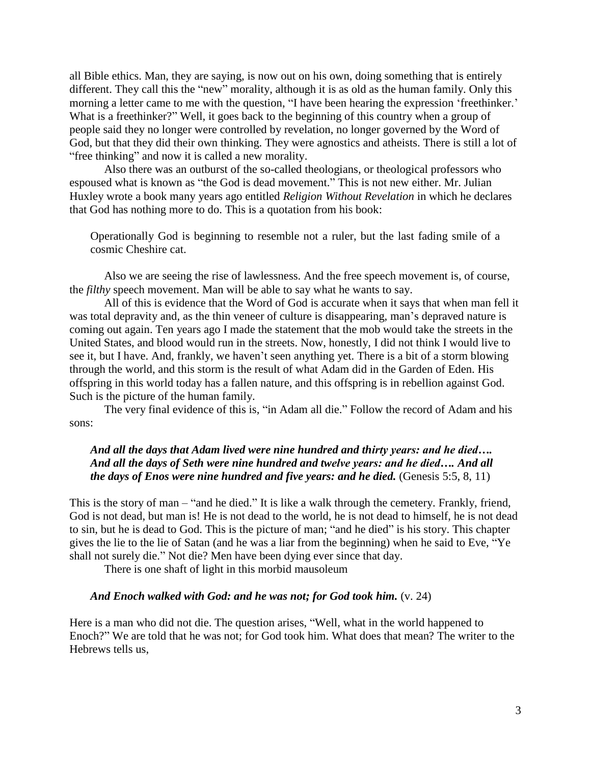all Bible ethics. Man, they are saying, is now out on his own, doing something that is entirely different. They call this the "new" morality, although it is as old as the human family. Only this morning a letter came to me with the question, "I have been hearing the expression 'freethinker.' What is a freethinker?" Well, it goes back to the beginning of this country when a group of people said they no longer were controlled by revelation, no longer governed by the Word of God, but that they did their own thinking. They were agnostics and atheists. There is still a lot of "free thinking" and now it is called a new morality.

Also there was an outburst of the so-called theologians, or theological professors who espoused what is known as "the God is dead movement." This is not new either. Mr. Julian Huxley wrote a book many years ago entitled *Religion Without Revelation* in which he declares that God has nothing more to do. This is a quotation from his book:

> Operationally God is beginning to resemble not a ruler, but the last fading smile of a cosmic Cheshire cat.

Also we are seeing the rise of lawlessness. And the free speech movement is, of course, the *filthy* speech movement. Man will be able to say what he wants to say.

All of this is evidence that the Word of God is accurate when it says that when man fell it was total depravity and, as the thin veneer of culture is disappearing, man's depraved nature is coming out again. Ten years ago I made the statement that the mob would take the streets in the United States, and blood would run in the streets. Now, honestly, I did not think I would live to see it, but I have. And, frankly, we haven't seen anything yet. There is a bit of a storm blowing through the world, and this storm is the result of what Adam did in the Garden of Eden. His offspring in this world today has a fallen nature, and this offspring is in rebellion against God. Such is the picture of the human family.

The very final evidence of this is, "in Adam all die." Follow the record of Adam and his sons:

> ***And all the days that Adam lived were nine hundred and thirty years: and he died…. And all the days of Seth were nine hundred and twelve years: and he died…. And all the days of Enos were nine hundred and five years: and he died.*** (Genesis 5:5, 8, 11)

This is the story of man – "and he died." It is like a walk through the cemetery. Frankly, friend, God is not dead, but man is! He is not dead to the world, he is not dead to himself, he is not dead to sin, but he is dead to God. This is the picture of man; "and he died" is his story. This chapter gives the lie to the lie of Satan (and he was a liar from the beginning) when he said to Eve, "Ye shall not surely die." Not die? Men have been dying ever since that day.

There is one shaft of light in this morbid mausoleum

> ***And Enoch walked with God: and he was not; for God took him.*** (v. 24)

Here is a man who did not die. The question arises, "Well, what in the world happened to Enoch?" We are told that he was not; for God took him. What does that mean? The writer to the Hebrews tells us,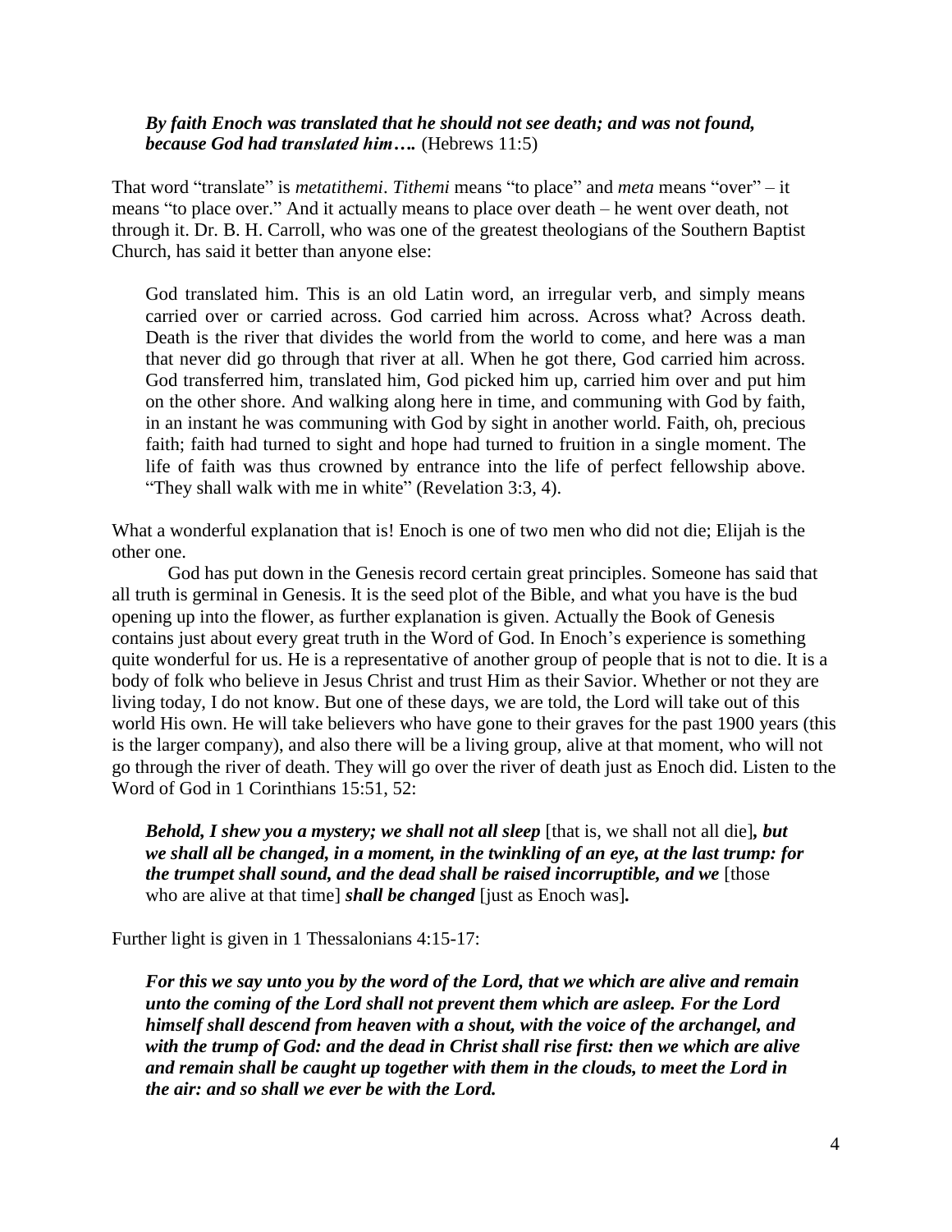> ***By faith Enoch was translated that he should not see death; and was not found, because God had translated him….*** (Hebrews 11:5)

That word "translate" is *metatithemi*. *Tithemi* means "to place" and *meta* means "over" – it means "to place over." And it actually means to place over death – he went over death, not through it. Dr. B. H. Carroll, who was one of the greatest theologians of the Southern Baptist Church, has said it better than anyone else:

> God translated him. This is an old Latin word, an irregular verb, and simply means carried over or carried across. God carried him across. Across what? Across death. Death is the river that divides the world from the world to come, and here was a man that never did go through that river at all. When he got there, God carried him across. God transferred him, translated him, God picked him up, carried him over and put him on the other shore. And walking along here in time, and communing with God by faith, in an instant he was communing with God by sight in another world. Faith, oh, precious faith; faith had turned to sight and hope had turned to fruition in a single moment. The life of faith was thus crowned by entrance into the life of perfect fellowship above. "They shall walk with me in white" (Revelation 3:3, 4).

What a wonderful explanation that is! Enoch is one of two men who did not die; Elijah is the other one.

God has put down in the Genesis record certain great principles. Someone has said that all truth is germinal in Genesis. It is the seed plot of the Bible, and what you have is the bud opening up into the flower, as further explanation is given. Actually the Book of Genesis contains just about every great truth in the Word of God. In Enoch's experience is something quite wonderful for us. He is a representative of another group of people that is not to die. It is a body of folk who believe in Jesus Christ and trust Him as their Savior. Whether or not they are living today, I do not know. But one of these days, we are told, the Lord will take out of this world His own. He will take believers who have gone to their graves for the past 1900 years (this is the larger company), and also there will be a living group, alive at that moment, who will not go through the river of death. They will go over the river of death just as Enoch did. Listen to the Word of God in 1 Corinthians 15:51, 52:

> ***Behold, I shew you a mystery; we shall not all sleep*** [that is, we shall not all die]***, but we shall all be changed, in a moment, in the twinkling of an eye, at the last trump: for the trumpet shall sound, and the dead shall be raised incorruptible, and we*** [those who are alive at that time] ***shall be changed*** [just as Enoch was]***.***

Further light is given in 1 Thessalonians 4:15-17:

> ***For this we say unto you by the word of the Lord, that we which are alive and remain unto the coming of the Lord shall not prevent them which are asleep. For the Lord himself shall descend from heaven with a shout, with the voice of the archangel, and with the trump of God: and the dead in Christ shall rise first: then we which are alive and remain shall be caught up together with them in the clouds, to meet the Lord in the air: and so shall we ever be with the Lord.***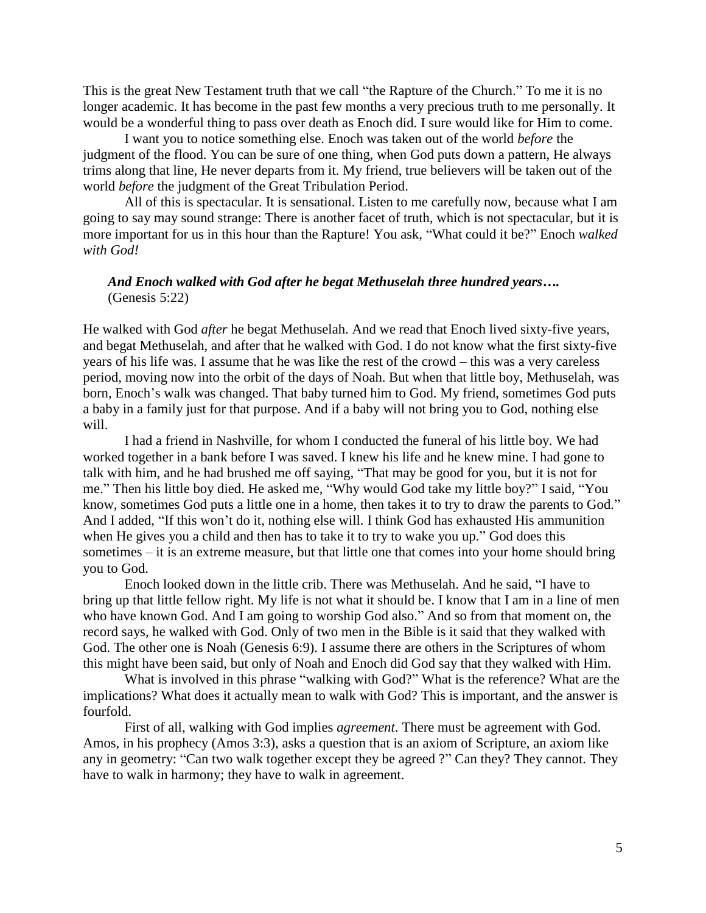This is the great New Testament truth that we call "the Rapture of the Church." To me it is no longer academic. It has become in the past few months a very precious truth to me personally. It would be a wonderful thing to pass over death as Enoch did. I sure would like for Him to come.

I want you to notice something else. Enoch was taken out of the world *before* the judgment of the flood. You can be sure of one thing, when God puts down a pattern, He always trims along that line, He never departs from it. My friend, true believers will be taken out of the world *before* the judgment of the Great Tribulation Period.

All of this is spectacular. It is sensational. Listen to me carefully now, because what I am going to say may sound strange: There is another facet of truth, which is not spectacular, but it is more important for us in this hour than the Rapture! You ask, "What could it be?" Enoch *walked with God!*

> ***And Enoch walked with God after he begat Methuselah three hundred years….***
> (Genesis 5:22)

He walked with God *after* he begat Methuselah. And we read that Enoch lived sixty-five years, and begat Methuselah, and after that he walked with God. I do not know what the first sixty-five years of his life was. I assume that he was like the rest of the crowd – this was a very careless period, moving now into the orbit of the days of Noah. But when that little boy, Methuselah, was born, Enoch's walk was changed. That baby turned him to God. My friend, sometimes God puts a baby in a family just for that purpose. And if a baby will not bring you to God, nothing else will.

I had a friend in Nashville, for whom I conducted the funeral of his little boy. We had worked together in a bank before I was saved. I knew his life and he knew mine. I had gone to talk with him, and he had brushed me off saying, "That may be good for you, but it is not for me." Then his little boy died. He asked me, "Why would God take my little boy?" I said, "You know, sometimes God puts a little one in a home, then takes it to try to draw the parents to God." And I added, "If this won't do it, nothing else will. I think God has exhausted His ammunition when He gives you a child and then has to take it to try to wake you up." God does this sometimes – it is an extreme measure, but that little one that comes into your home should bring you to God.

Enoch looked down in the little crib. There was Methuselah. And he said, "I have to bring up that little fellow right. My life is not what it should be. I know that I am in a line of men who have known God. And I am going to worship God also." And so from that moment on, the record says, he walked with God. Only of two men in the Bible is it said that they walked with God. The other one is Noah (Genesis 6:9). I assume there are others in the Scriptures of whom this might have been said, but only of Noah and Enoch did God say that they walked with Him.

What is involved in this phrase "walking with God?" What is the reference? What are the implications? What does it actually mean to walk with God? This is important, and the answer is fourfold.

First of all, walking with God implies *agreement*. There must be agreement with God. Amos, in his prophecy (Amos 3:3), asks a question that is an axiom of Scripture, an axiom like any in geometry: "Can two walk together except they be agreed ?" Can they? They cannot. They have to walk in harmony; they have to walk in agreement.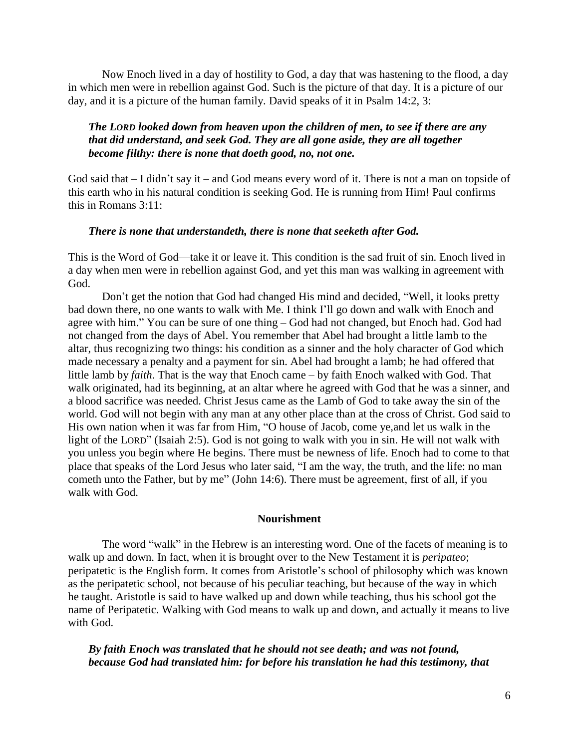Now Enoch lived in a day of hostility to God, a day that was hastening to the flood, a day in which men were in rebellion against God. Such is the picture of that day. It is a picture of our day, and it is a picture of the human family. David speaks of it in Psalm 14:2, 3:

> ***The LORD looked down from heaven upon the children of men, to see if there are any that did understand, and seek God. They are all gone aside, they are all together become filthy: there is none that doeth good, no, not one.***

God said that – I didn't say it – and God means every word of it. There is not a man on topside of this earth who in his natural condition is seeking God. He is running from Him! Paul confirms this in Romans 3:11:

> ***There is none that understandeth, there is none that seeketh after God.***

This is the Word of God—take it or leave it. This condition is the sad fruit of sin. Enoch lived in a day when men were in rebellion against God, and yet this man was walking in agreement with God.

Don't get the notion that God had changed His mind and decided, "Well, it looks pretty bad down there, no one wants to walk with Me. I think I'll go down and walk with Enoch and agree with him." You can be sure of one thing – God had not changed, but Enoch had. God had not changed from the days of Abel. You remember that Abel had brought a little lamb to the altar, thus recognizing two things: his condition as a sinner and the holy character of God which made necessary a penalty and a payment for sin. Abel had brought a lamb; he had offered that little lamb by *faith*. That is the way that Enoch came – by faith Enoch walked with God. That walk originated, had its beginning, at an altar where he agreed with God that he was a sinner, and a blood sacrifice was needed. Christ Jesus came as the Lamb of God to take away the sin of the world. God will not begin with any man at any other place than at the cross of Christ. God said to His own nation when it was far from Him, "O house of Jacob, come ye,and let us walk in the light of the LORD" (Isaiah 2:5). God is not going to walk with you in sin. He will not walk with you unless you begin where He begins. There must be newness of life. Enoch had to come to that place that speaks of the Lord Jesus who later said, "I am the way, the truth, and the life: no man cometh unto the Father, but by me" (John 14:6). There must be agreement, first of all, if you walk with God.

### Nourishment

The word "walk" in the Hebrew is an interesting word. One of the facets of meaning is to walk up and down. In fact, when it is brought over to the New Testament it is *peripateo*; peripatetic is the English form. It comes from Aristotle's school of philosophy which was known as the peripatetic school, not because of his peculiar teaching, but because of the way in which he taught. Aristotle is said to have walked up and down while teaching, thus his school got the name of Peripatetic. Walking with God means to walk up and down, and actually it means to live with God.

> ***By faith Enoch was translated that he should not see death; and was not found, because God had translated him: for before his translation he had this testimony, that***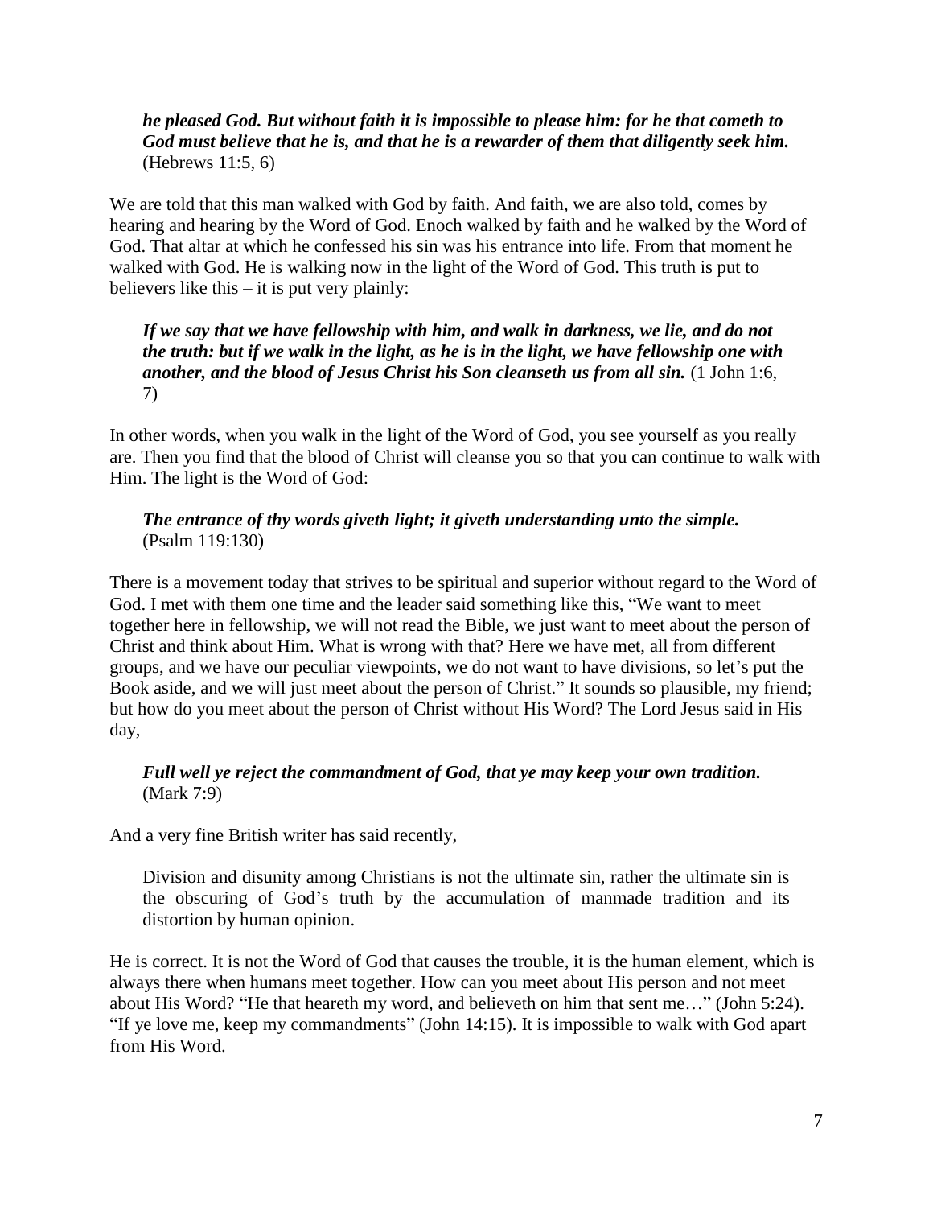***he pleased God. But without faith it is impossible to please him: for he that cometh to God must believe that he is, and that he is a rewarder of them that diligently seek him.*** (Hebrews 11:5, 6)

We are told that this man walked with God by faith. And faith, we are also told, comes by hearing and hearing by the Word of God. Enoch walked by faith and he walked by the Word of God. That altar at which he confessed his sin was his entrance into life. From that moment he walked with God. He is walking now in the light of the Word of God. This truth is put to believers like this – it is put very plainly:

> ***If we say that we have fellowship with him, and walk in darkness, we lie, and do not the truth: but if we walk in the light, as he is in the light, we have fellowship one with another, and the blood of Jesus Christ his Son cleanseth us from all sin.*** (1 John 1:6, 7)

In other words, when you walk in the light of the Word of God, you see yourself as you really are. Then you find that the blood of Christ will cleanse you so that you can continue to walk with Him. The light is the Word of God:

> ***The entrance of thy words giveth light; it giveth understanding unto the simple.*** (Psalm 119:130)

There is a movement today that strives to be spiritual and superior without regard to the Word of God. I met with them one time and the leader said something like this, "We want to meet together here in fellowship, we will not read the Bible, we just want to meet about the person of Christ and think about Him. What is wrong with that? Here we have met, all from different groups, and we have our peculiar viewpoints, we do not want to have divisions, so let's put the Book aside, and we will just meet about the person of Christ." It sounds so plausible, my friend; but how do you meet about the person of Christ without His Word? The Lord Jesus said in His day,

> ***Full well ye reject the commandment of God, that ye may keep your own tradition.*** (Mark 7:9)

And a very fine British writer has said recently,

> Division and disunity among Christians is not the ultimate sin, rather the ultimate sin is the obscuring of God's truth by the accumulation of manmade tradition and its distortion by human opinion.

He is correct. It is not the Word of God that causes the trouble, it is the human element, which is always there when humans meet together. How can you meet about His person and not meet about His Word? "He that heareth my word, and believeth on him that sent me…" (John 5:24). "If ye love me, keep my commandments" (John 14:15). It is impossible to walk with God apart from His Word.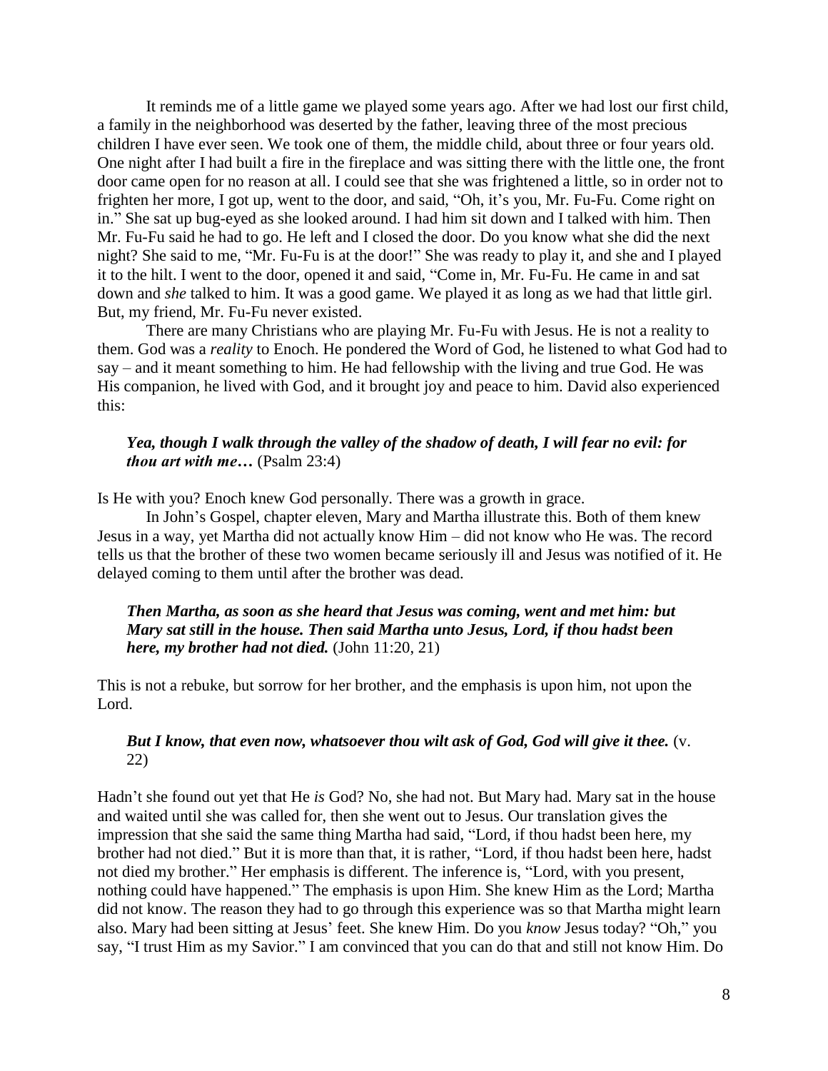It reminds me of a little game we played some years ago. After we had lost our first child, a family in the neighborhood was deserted by the father, leaving three of the most precious children I have ever seen. We took one of them, the middle child, about three or four years old. One night after I had built a fire in the fireplace and was sitting there with the little one, the front door came open for no reason at all. I could see that she was frightened a little, so in order not to frighten her more, I got up, went to the door, and said, "Oh, it's you, Mr. Fu-Fu. Come right on in." She sat up bug-eyed as she looked around. I had him sit down and I talked with him. Then Mr. Fu-Fu said he had to go. He left and I closed the door. Do you know what she did the next night? She said to me, "Mr. Fu-Fu is at the door!" She was ready to play it, and she and I played it to the hilt. I went to the door, opened it and said, "Come in, Mr. Fu-Fu. He came in and sat down and *she* talked to him. It was a good game. We played it as long as we had that little girl. But, my friend, Mr. Fu-Fu never existed.

There are many Christians who are playing Mr. Fu-Fu with Jesus. He is not a reality to them. God was a *reality* to Enoch. He pondered the Word of God, he listened to what God had to say – and it meant something to him. He had fellowship with the living and true God. He was His companion, he lived with God, and it brought joy and peace to him. David also experienced this:

> ***Yea, though I walk through the valley of the shadow of death, I will fear no evil: for thou art with me…*** (Psalm 23:4)

Is He with you? Enoch knew God personally. There was a growth in grace.

In John's Gospel, chapter eleven, Mary and Martha illustrate this. Both of them knew Jesus in a way, yet Martha did not actually know Him – did not know who He was. The record tells us that the brother of these two women became seriously ill and Jesus was notified of it. He delayed coming to them until after the brother was dead.

> ***Then Martha, as soon as she heard that Jesus was coming, went and met him: but Mary sat still in the house. Then said Martha unto Jesus, Lord, if thou hadst been here, my brother had not died.*** (John 11:20, 21)

This is not a rebuke, but sorrow for her brother, and the emphasis is upon him, not upon the Lord.

> ***But I know, that even now, whatsoever thou wilt ask of God, God will give it thee.*** (v. 22)

Hadn't she found out yet that He *is* God? No, she had not. But Mary had. Mary sat in the house and waited until she was called for, then she went out to Jesus. Our translation gives the impression that she said the same thing Martha had said, "Lord, if thou hadst been here, my brother had not died." But it is more than that, it is rather, "Lord, if thou hadst been here, hadst not died my brother." Her emphasis is different. The inference is, "Lord, with you present, nothing could have happened." The emphasis is upon Him. She knew Him as the Lord; Martha did not know. The reason they had to go through this experience was so that Martha might learn also. Mary had been sitting at Jesus' feet. She knew Him. Do you *know* Jesus today? "Oh," you say, "I trust Him as my Savior." I am convinced that you can do that and still not know Him. Do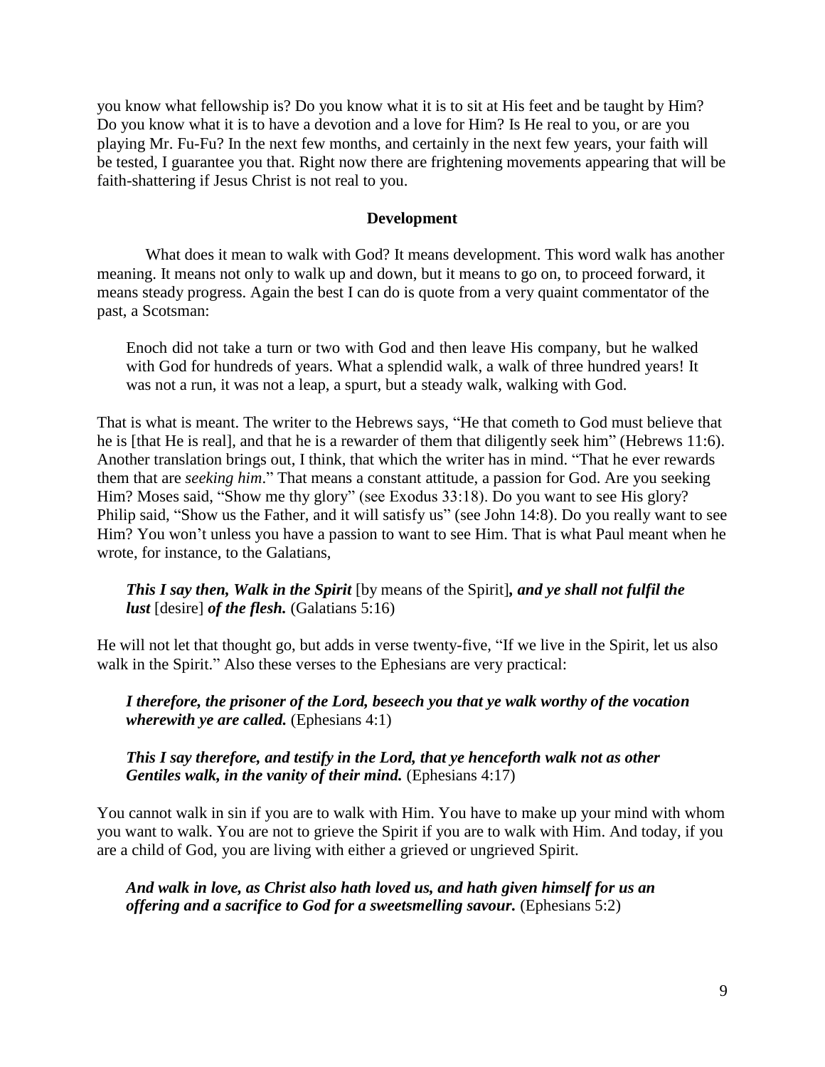you know what fellowship is? Do you know what it is to sit at His feet and be taught by Him? Do you know what it is to have a devotion and a love for Him? Is He real to you, or are you playing Mr. Fu-Fu? In the next few months, and certainly in the next few years, your faith will be tested, I guarantee you that. Right now there are frightening movements appearing that will be faith-shattering if Jesus Christ is not real to you.

## Development

What does it mean to walk with God? It means development. This word walk has another meaning. It means not only to walk up and down, but it means to go on, to proceed forward, it means steady progress. Again the best I can do is quote from a very quaint commentator of the past, a Scotsman:

> Enoch did not take a turn or two with God and then leave His company, but he walked with God for hundreds of years. What a splendid walk, a walk of three hundred years! It was not a run, it was not a leap, a spurt, but a steady walk, walking with God.

That is what is meant. The writer to the Hebrews says, "He that cometh to God must believe that he is [that He is real], and that he is a rewarder of them that diligently seek him" (Hebrews 11:6). Another translation brings out, I think, that which the writer has in mind. "That he ever rewards them that are *seeking him*." That means a constant attitude, a passion for God. Are you seeking Him? Moses said, "Show me thy glory" (see Exodus 33:18). Do you want to see His glory? Philip said, "Show us the Father, and it will satisfy us" (see John 14:8). Do you really want to see Him? You won't unless you have a passion to want to see Him. That is what Paul meant when he wrote, for instance, to the Galatians,

> ***This I say then, Walk in the Spirit*** [by means of the Spirit]***, and ye shall not fulfil the lust*** [desire] ***of the flesh.*** (Galatians 5:16)

He will not let that thought go, but adds in verse twenty-five, "If we live in the Spirit, let us also walk in the Spirit." Also these verses to the Ephesians are very practical:

> ***I therefore, the prisoner of the Lord, beseech you that ye walk worthy of the vocation wherewith ye are called.*** (Ephesians 4:1)

> ***This I say therefore, and testify in the Lord, that ye henceforth walk not as other Gentiles walk, in the vanity of their mind.*** (Ephesians 4:17)

You cannot walk in sin if you are to walk with Him. You have to make up your mind with whom you want to walk. You are not to grieve the Spirit if you are to walk with Him. And today, if you are a child of God, you are living with either a grieved or ungrieved Spirit.

> ***And walk in love, as Christ also hath loved us, and hath given himself for us an offering and a sacrifice to God for a sweetsmelling savour.*** (Ephesians 5:2)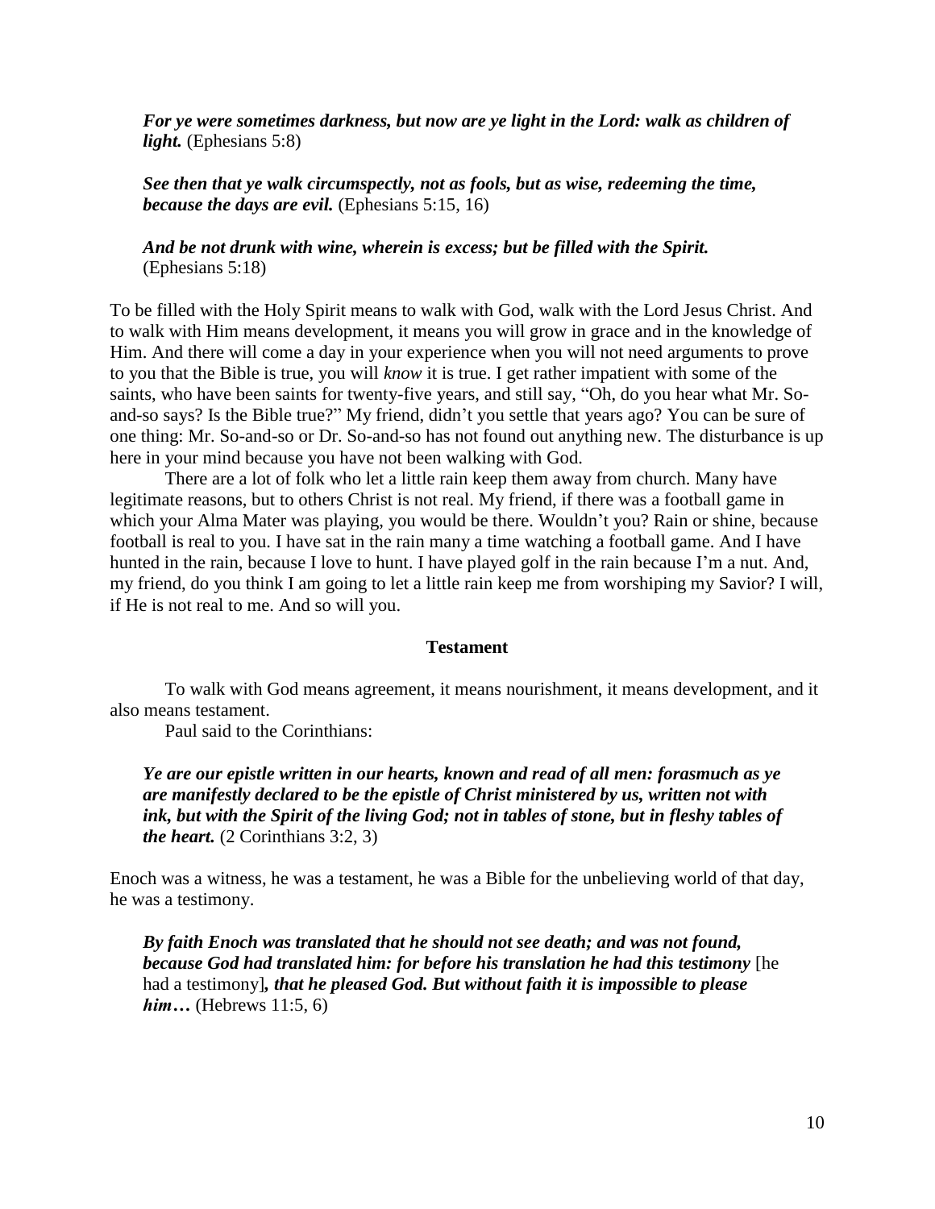***For ye were sometimes darkness, but now are ye light in the Lord: walk as children of light.*** (Ephesians 5:8)

***See then that ye walk circumspectly, not as fools, but as wise, redeeming the time, because the days are evil.*** (Ephesians 5:15, 16)

***And be not drunk with wine, wherein is excess; but be filled with the Spirit.*** (Ephesians 5:18)

To be filled with the Holy Spirit means to walk with God, walk with the Lord Jesus Christ. And to walk with Him means development, it means you will grow in grace and in the knowledge of Him. And there will come a day in your experience when you will not need arguments to prove to you that the Bible is true, you will *know* it is true. I get rather impatient with some of the saints, who have been saints for twenty-five years, and still say, "Oh, do you hear what Mr. So-and-so says? Is the Bible true?" My friend, didn't you settle that years ago? You can be sure of one thing: Mr. So-and-so or Dr. So-and-so has not found out anything new. The disturbance is up here in your mind because you have not been walking with God.

There are a lot of folk who let a little rain keep them away from church. Many have legitimate reasons, but to others Christ is not real. My friend, if there was a football game in which your Alma Mater was playing, you would be there. Wouldn't you? Rain or shine, because football is real to you. I have sat in the rain many a time watching a football game. And I have hunted in the rain, because I love to hunt. I have played golf in the rain because I'm a nut. And, my friend, do you think I am going to let a little rain keep me from worshiping my Savior? I will, if He is not real to me. And so will you.

### Testament

To walk with God means agreement, it means nourishment, it means development, and it also means testament.

Paul said to the Corinthians:

***Ye are our epistle written in our hearts, known and read of all men: forasmuch as ye are manifestly declared to be the epistle of Christ ministered by us, written not with ink, but with the Spirit of the living God; not in tables of stone, but in fleshy tables of the heart.*** (2 Corinthians 3:2, 3)

Enoch was a witness, he was a testament, he was a Bible for the unbelieving world of that day, he was a testimony.

***By faith Enoch was translated that he should not see death; and was not found, because God had translated him: for before his translation he had this testimony*** [he had a testimony]***, that he pleased God. But without faith it is impossible to please him…*** (Hebrews 11:5, 6)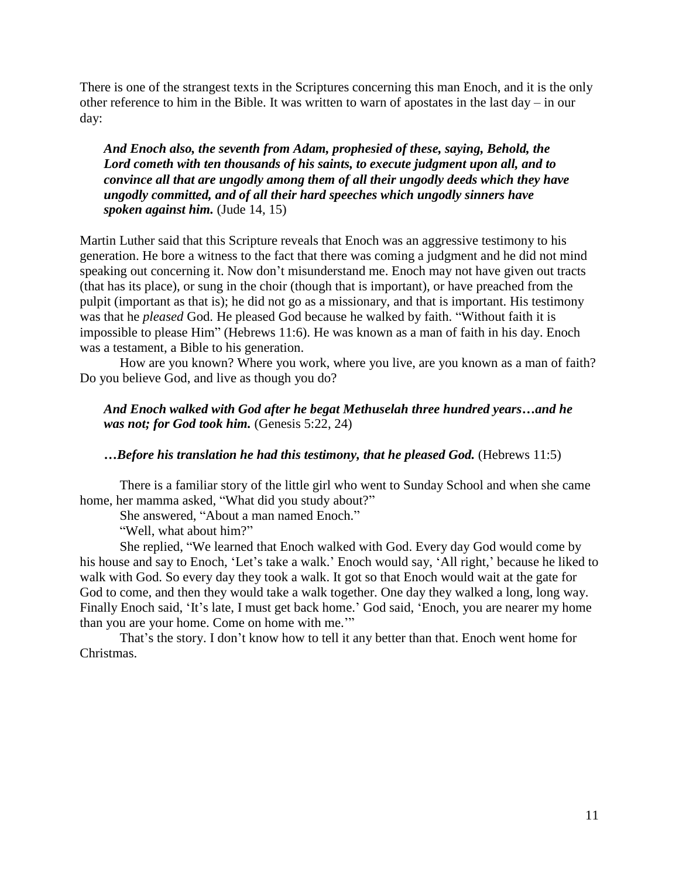There is one of the strangest texts in the Scriptures concerning this man Enoch, and it is the only other reference to him in the Bible. It was written to warn of apostates in the last day – in our day:

> ***And Enoch also, the seventh from Adam, prophesied of these, saying, Behold, the Lord cometh with ten thousands of his saints, to execute judgment upon all, and to convince all that are ungodly among them of all their ungodly deeds which they have ungodly committed, and of all their hard speeches which ungodly sinners have spoken against him.*** (Jude 14, 15)

Martin Luther said that this Scripture reveals that Enoch was an aggressive testimony to his generation. He bore a witness to the fact that there was coming a judgment and he did not mind speaking out concerning it. Now don't misunderstand me. Enoch may not have given out tracts (that has its place), or sung in the choir (though that is important), or have preached from the pulpit (important as that is); he did not go as a missionary, and that is important. His testimony was that he *pleased* God. He pleased God because he walked by faith. "Without faith it is impossible to please Him" (Hebrews 11:6). He was known as a man of faith in his day. Enoch was a testament, a Bible to his generation.

How are you known? Where you work, where you live, are you known as a man of faith? Do you believe God, and live as though you do?

> ***And Enoch walked with God after he begat Methuselah three hundred years…and he was not; for God took him.*** (Genesis 5:22, 24)

> ***…Before his translation he had this testimony, that he pleased God.*** (Hebrews 11:5)

There is a familiar story of the little girl who went to Sunday School and when she came home, her mamma asked, "What did you study about?"

She answered, "About a man named Enoch."

"Well, what about him?"

She replied, "We learned that Enoch walked with God. Every day God would come by his house and say to Enoch, 'Let's take a walk.' Enoch would say, 'All right,' because he liked to walk with God. So every day they took a walk. It got so that Enoch would wait at the gate for God to come, and then they would take a walk together. One day they walked a long, long way. Finally Enoch said, 'It's late, I must get back home.' God said, 'Enoch, you are nearer my home than you are your home. Come on home with me.'"

That's the story. I don't know how to tell it any better than that. Enoch went home for Christmas.